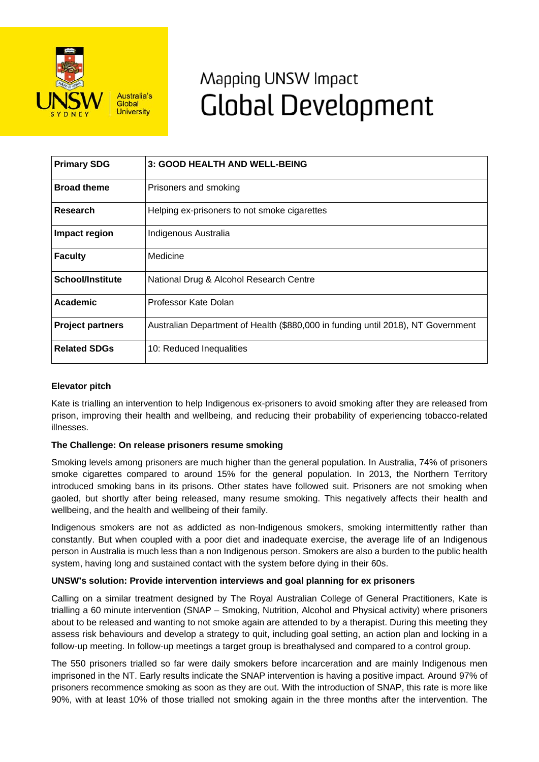# Mapping UNSW Impact
# Global Development

| Primary SDG | 3: GOOD HEALTH AND WELL-BEING |
|---|---|
| **Broad theme** | Prisoners and smoking |
| **Research** | Helping ex-prisoners to not smoke cigarettes |
| **Impact region** | Indigenous Australia |
| **Faculty** | Medicine |
| **School/Institute** | National Drug & Alcohol Research Centre |
| **Academic** | Professor Kate Dolan |
| **Project partners** | Australian Department of Health ($880,000 in funding until 2018), NT Government |
| **Related SDGs** | 10: Reduced Inequalities |

**Elevator pitch**

Kate is trialling an intervention to help Indigenous ex-prisoners to avoid smoking after they are released from prison, improving their health and wellbeing, and reducing their probability of experiencing tobacco-related illnesses.

**The Challenge: On release prisoners resume smoking**

Smoking levels among prisoners are much higher than the general population. In Australia, 74% of prisoners smoke cigarettes compared to around 15% for the general population. In 2013, the Northern Territory introduced smoking bans in its prisons. Other states have followed suit. Prisoners are not smoking when gaoled, but shortly after being released, many resume smoking. This negatively affects their health and wellbeing, and the health and wellbeing of their family.

Indigenous smokers are not as addicted as non-Indigenous smokers, smoking intermittently rather than constantly. But when coupled with a poor diet and inadequate exercise, the average life of an Indigenous person in Australia is much less than a non Indigenous person. Smokers are also a burden to the public health system, having long and sustained contact with the system before dying in their 60s.

**UNSW's solution: Provide intervention interviews and goal planning for ex prisoners**

Calling on a similar treatment designed by The Royal Australian College of General Practitioners, Kate is trialling a 60 minute intervention (SNAP – Smoking, Nutrition, Alcohol and Physical activity) where prisoners about to be released and wanting to not smoke again are attended to by a therapist. During this meeting they assess risk behaviours and develop a strategy to quit, including goal setting, an action plan and locking in a follow-up meeting. In follow-up meetings a target group is breathalysed and compared to a control group.

The 550 prisoners trialled so far were daily smokers before incarceration and are mainly Indigenous men imprisoned in the NT. Early results indicate the SNAP intervention is having a positive impact. Around 97% of prisoners recommence smoking as soon as they are out. With the introduction of SNAP, this rate is more like 90%, with at least 10% of those trialled not smoking again in the three months after the intervention. The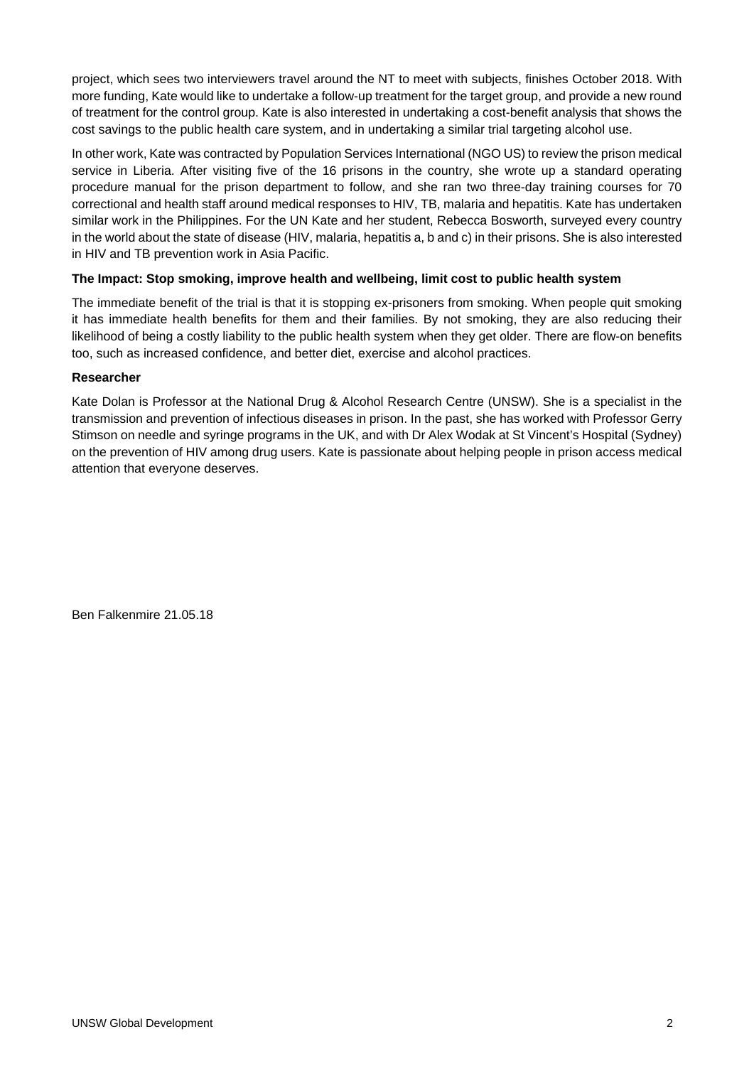project, which sees two interviewers travel around the NT to meet with subjects, finishes October 2018. With more funding, Kate would like to undertake a follow-up treatment for the target group, and provide a new round of treatment for the control group. Kate is also interested in undertaking a cost-benefit analysis that shows the cost savings to the public health care system, and in undertaking a similar trial targeting alcohol use.

In other work, Kate was contracted by Population Services International (NGO US) to review the prison medical service in Liberia. After visiting five of the 16 prisons in the country, she wrote up a standard operating procedure manual for the prison department to follow, and she ran two three-day training courses for 70 correctional and health staff around medical responses to HIV, TB, malaria and hepatitis. Kate has undertaken similar work in the Philippines. For the UN Kate and her student, Rebecca Bosworth, surveyed every country in the world about the state of disease (HIV, malaria, hepatitis a, b and c) in their prisons. She is also interested in HIV and TB prevention work in Asia Pacific.

**The Impact: Stop smoking, improve health and wellbeing, limit cost to public health system**

The immediate benefit of the trial is that it is stopping ex-prisoners from smoking. When people quit smoking it has immediate health benefits for them and their families. By not smoking, they are also reducing their likelihood of being a costly liability to the public health system when they get older. There are flow-on benefits too, such as increased confidence, and better diet, exercise and alcohol practices.

**Researcher**

Kate Dolan is Professor at the National Drug & Alcohol Research Centre (UNSW). She is a specialist in the transmission and prevention of infectious diseases in prison. In the past, she has worked with Professor Gerry Stimson on needle and syringe programs in the UK, and with Dr Alex Wodak at St Vincent's Hospital (Sydney) on the prevention of HIV among drug users. Kate is passionate about helping people in prison access medical attention that everyone deserves.

Ben Falkenmire 21.05.18